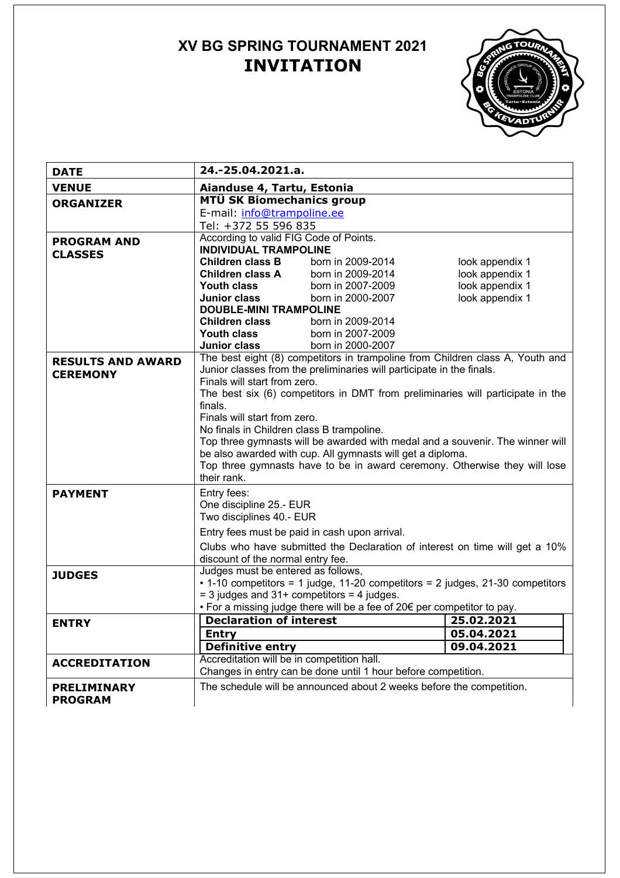# XV BG SPRING TOURNAMENT 2021
## INVITATION

| | |
|---|---|
| **DATE** | **24.-25.04.2021.a.** |
| **VENUE** | **Aianduse 4, Tartu, Estonia** |
| **ORGANIZER** | **MTÜ SK Biomechanics group**<br>E-mail: info@trampoline.ee<br>Tel: +372 55 596 835 |
| **PROGRAM AND CLASSES** | According to valid FIG Code of Points.<br>**INDIVIDUAL TRAMPOLINE**<br>**Children class B** born in 2009-2014 look appendix 1<br>**Children class A** born in 2009-2014 look appendix 1<br>**Youth class** born in 2007-2009 look appendix 1<br>**Junior class** born in 2000-2007 look appendix 1<br>**DOUBLE-MINI TRAMPOLINE**<br>**Children class** born in 2009-2014<br>**Youth class** born in 2007-2009<br>**Junior class** born in 2000-2007 |
| **RESULTS AND AWARD CEREMONY** | The best eight (8) competitors in trampoline from Children class A, Youth and Junior classes from the preliminaries will participate in the finals.<br>Finals will start from zero.<br>The best six (6) competitors in DMT from preliminaries will participate in the finals.<br>Finals will start from zero.<br>No finals in Children class B trampoline.<br>Top three gymnasts will be awarded with medal and a souvenir. The winner will be also awarded with cup. All gymnasts will get a diploma.<br>Top three gymnasts have to be in award ceremony. Otherwise they will lose their rank. |
| **PAYMENT** | Entry fees:<br>One discipline 25.- EUR<br>Two disciplines 40.- EUR<br>Entry fees must be paid in cash upon arrival.<br>Clubs who have submitted the Declaration of interest on time will get a 10% discount of the normal entry fee. |
| **JUDGES** | Judges must be entered as follows,<br>• 1-10 competitors = 1 judge, 11-20 competitors = 2 judges, 21-30 competitors = 3 judges and 31+ competitors = 4 judges.<br>• For a missing judge there will be a fee of 20€ per competitor to pay. |
| **ENTRY** | **Declaration of interest** — **25.02.2021**<br>**Entry** — **05.04.2021**<br>**Definitive entry** — **09.04.2021** |
| **ACCREDITATION** | Accreditation will be in competition hall.<br>Changes in entry can be done until 1 hour before competition. |
| **PRELIMINARY PROGRAM** | The schedule will be announced about 2 weeks before the competition. |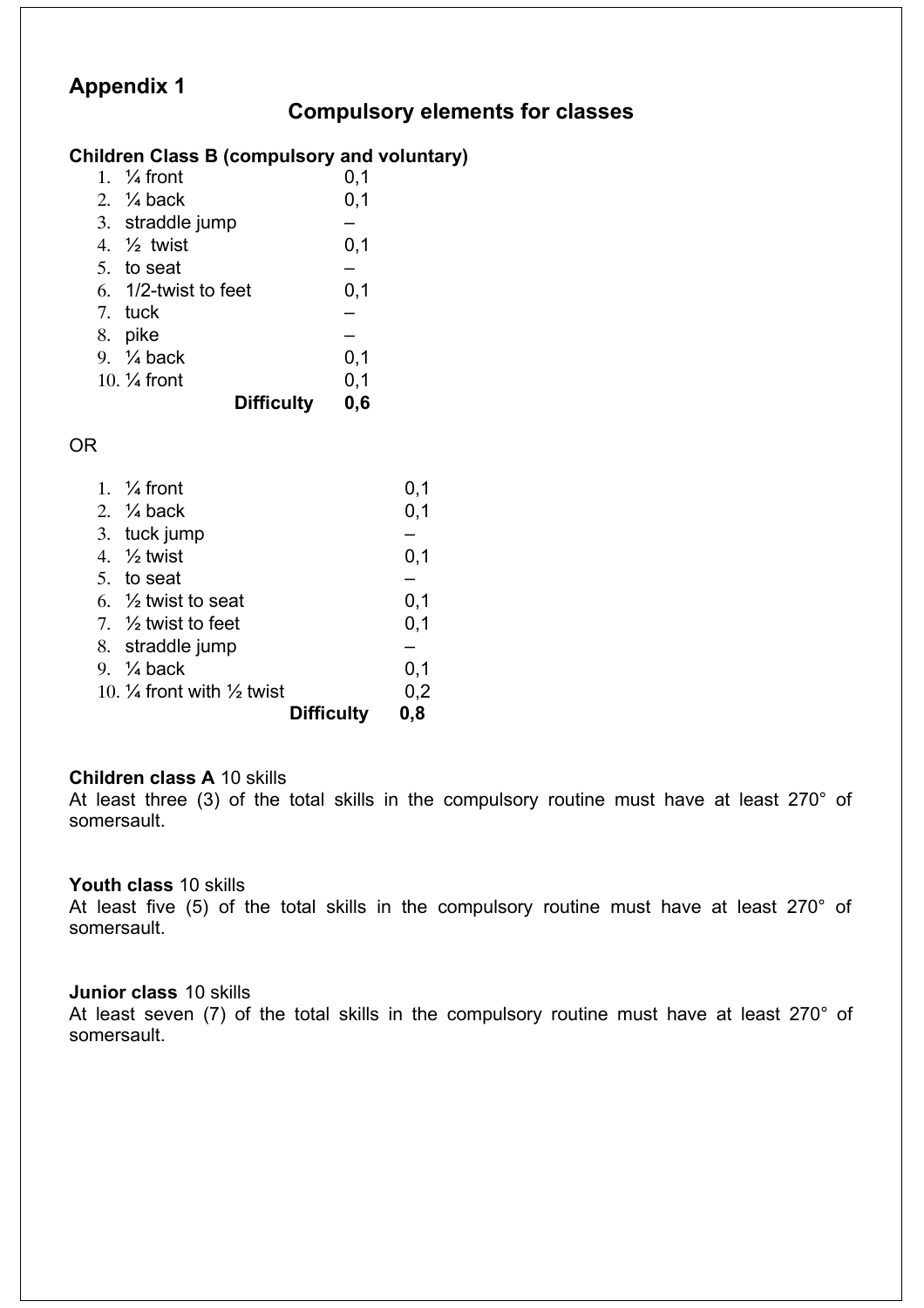## Appendix 1

### Compulsory elements for classes

**Children Class B (compulsory and voluntary)**

| | | |
|---|---|---|
| 1. | ¼ front | 0,1 |
| 2. | ¼ back | 0,1 |
| 3. | straddle jump | – |
| 4. | ½ twist | 0,1 |
| 5. | to seat | – |
| 6. | 1/2-twist to feet | 0,1 |
| 7. | tuck | – |
| 8. | pike | – |
| 9. | ¼ back | 0,1 |
| 10. | ¼ front | 0,1 |
| | **Difficulty** | **0,6** |

OR

| | | |
|---|---|---|
| 1. | ¼ front | 0,1 |
| 2. | ¼ back | 0,1 |
| 3. | tuck jump | – |
| 4. | ½ twist | 0,1 |
| 5. | to seat | – |
| 6. | ½ twist to seat | 0,1 |
| 7. | ½ twist to feet | 0,1 |
| 8. | straddle jump | – |
| 9. | ¼ back | 0,1 |
| 10. | ¼ front with ½ twist | 0,2 |
| | **Difficulty** | **0,8** |

**Children class A** 10 skills
At least three (3) of the total skills in the compulsory routine must have at least 270° of somersault.

**Youth class** 10 skills
At least five (5) of the total skills in the compulsory routine must have at least 270° of somersault.

**Junior class** 10 skills
At least seven (7) of the total skills in the compulsory routine must have at least 270° of somersault.